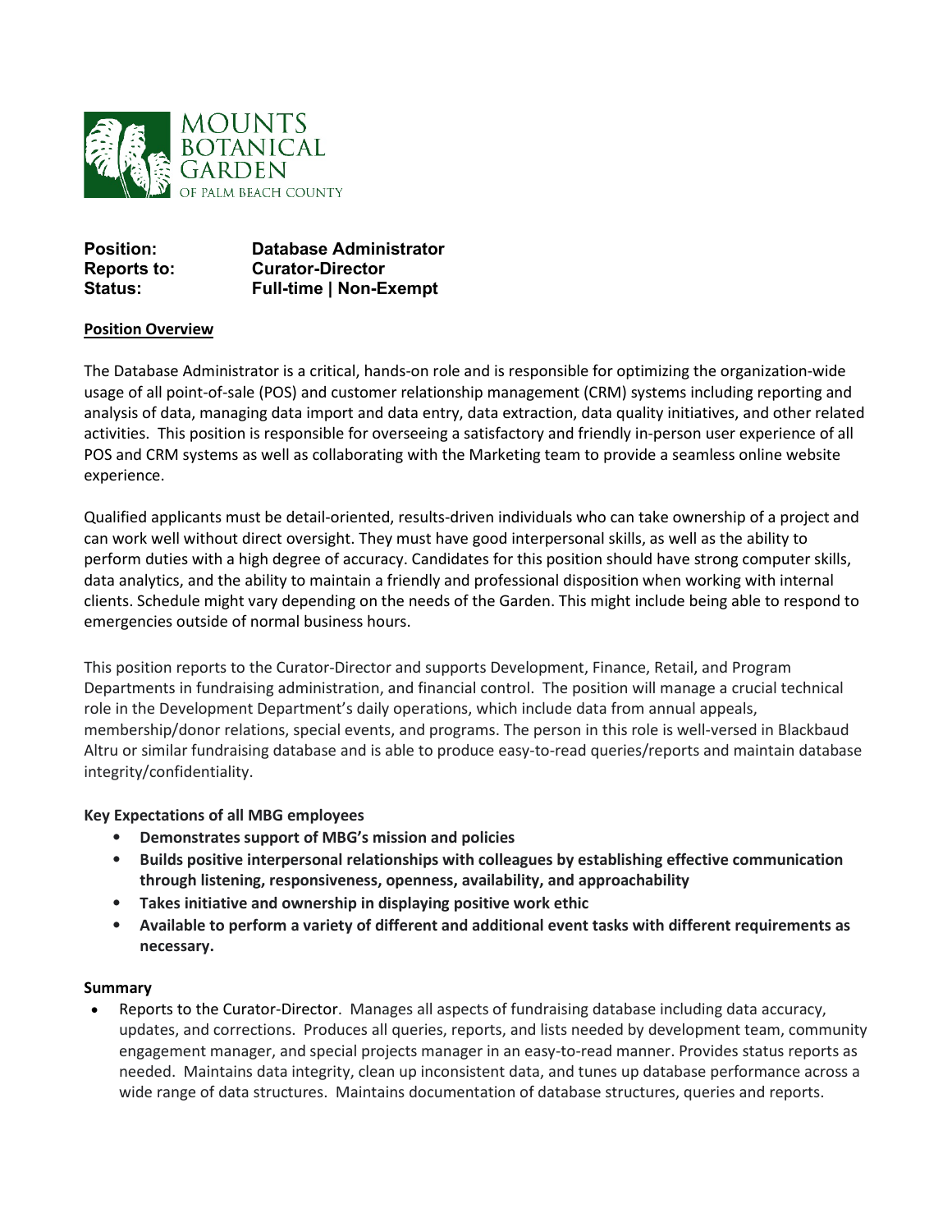MOUNTS BOTANICAL GARDEN OF PALM BEACH COUNTY

**Position:** **Database Administrator**
**Reports to:** **Curator-Director**
**Status:** **Full-time | Non-Exempt**

**Position Overview**

The Database Administrator is a critical, hands-on role and is responsible for optimizing the organization-wide usage of all point-of-sale (POS) and customer relationship management (CRM) systems including reporting and analysis of data, managing data import and data entry, data extraction, data quality initiatives, and other related activities. This position is responsible for overseeing a satisfactory and friendly in-person user experience of all POS and CRM systems as well as collaborating with the Marketing team to provide a seamless online website experience.

Qualified applicants must be detail-oriented, results-driven individuals who can take ownership of a project and can work well without direct oversight. They must have good interpersonal skills, as well as the ability to perform duties with a high degree of accuracy. Candidates for this position should have strong computer skills, data analytics, and the ability to maintain a friendly and professional disposition when working with internal clients. Schedule might vary depending on the needs of the Garden. This might include being able to respond to emergencies outside of normal business hours.

This position reports to the Curator-Director and supports Development, Finance, Retail, and Program Departments in fundraising administration, and financial control. The position will manage a crucial technical role in the Development Department's daily operations, which include data from annual appeals, membership/donor relations, special events, and programs. The person in this role is well-versed in Blackbaud Altru or similar fundraising database and is able to produce easy-to-read queries/reports and maintain database integrity/confidentiality.

**Key Expectations of all MBG employees**

- **Demonstrates support of MBG's mission and policies**
- **Builds positive interpersonal relationships with colleagues by establishing effective communication through listening, responsiveness, openness, availability, and approachability**
- **Takes initiative and ownership in displaying positive work ethic**
- **Available to perform a variety of different and additional event tasks with different requirements as necessary.**

**Summary**

- Reports to the Curator-Director. Manages all aspects of fundraising database including data accuracy, updates, and corrections. Produces all queries, reports, and lists needed by development team, community engagement manager, and special projects manager in an easy-to-read manner. Provides status reports as needed. Maintains data integrity, clean up inconsistent data, and tunes up database performance across a wide range of data structures. Maintains documentation of database structures, queries and reports.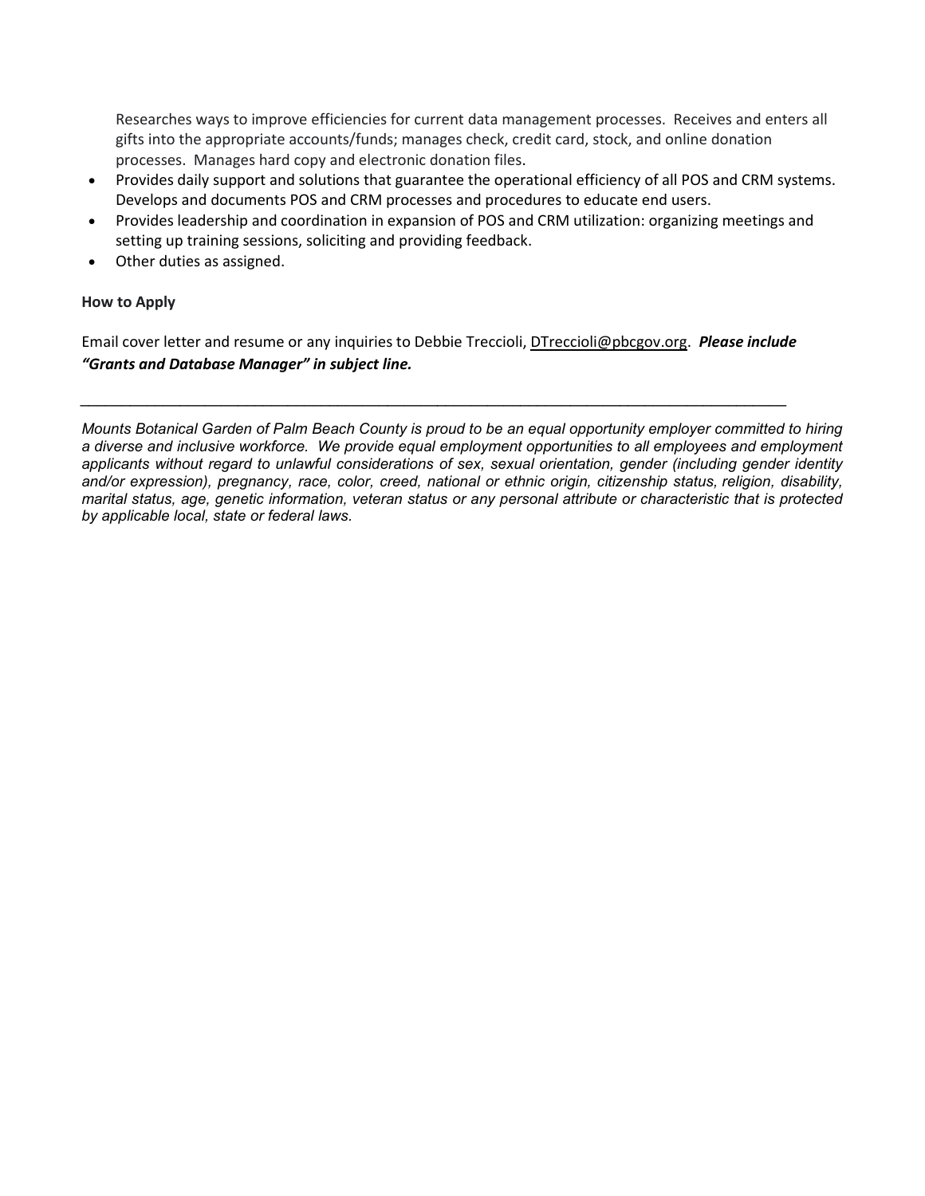Researches ways to improve efficiencies for current data management processes. Receives and enters all gifts into the appropriate accounts/funds; manages check, credit card, stock, and online donation processes. Manages hard copy and electronic donation files.

- Provides daily support and solutions that guarantee the operational efficiency of all POS and CRM systems. Develops and documents POS and CRM processes and procedures to educate end users.
- Provides leadership and coordination in expansion of POS and CRM utilization: organizing meetings and setting up training sessions, soliciting and providing feedback.
- Other duties as assigned.

**How to Apply**

Email cover letter and resume or any inquiries to Debbie Treccioli, DTreccioli@pbcgov.org. ***Please include "Grants and Database Manager" in subject line.***

---

*Mounts Botanical Garden of Palm Beach County is proud to be an equal opportunity employer committed to hiring a diverse and inclusive workforce. We provide equal employment opportunities to all employees and employment applicants without regard to unlawful considerations of sex, sexual orientation, gender (including gender identity and/or expression), pregnancy, race, color, creed, national or ethnic origin, citizenship status, religion, disability, marital status, age, genetic information, veteran status or any personal attribute or characteristic that is protected by applicable local, state or federal laws.*